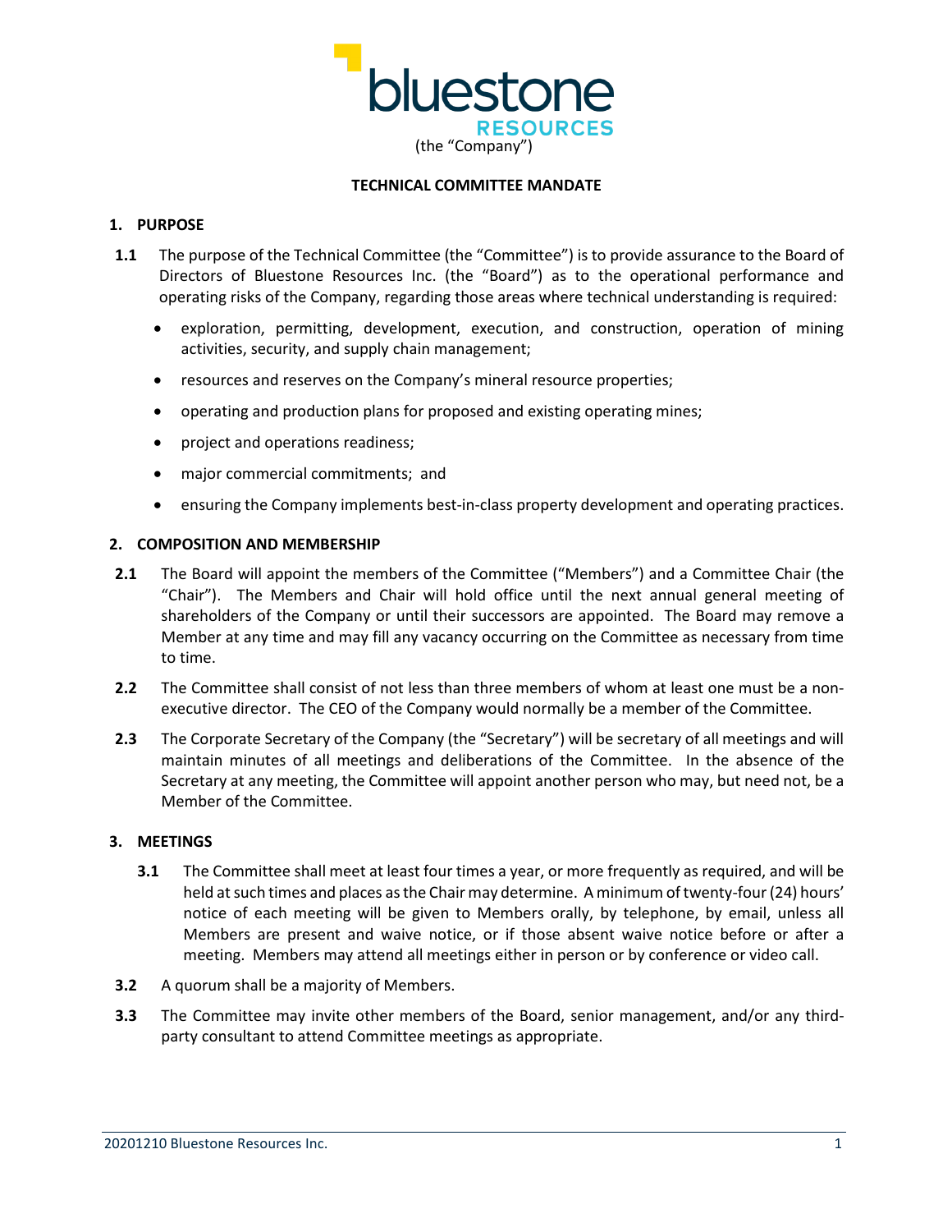bluestone RESOURCES

(the "Company")

# TECHNICAL COMMITTEE MANDATE

## 1. PURPOSE

**1.1** The purpose of the Technical Committee (the "Committee") is to provide assurance to the Board of Directors of Bluestone Resources Inc. (the "Board") as to the operational performance and operating risks of the Company, regarding those areas where technical understanding is required:

- exploration, permitting, development, execution, and construction, operation of mining activities, security, and supply chain management;
- resources and reserves on the Company's mineral resource properties;
- operating and production plans for proposed and existing operating mines;
- project and operations readiness;
- major commercial commitments; and
- ensuring the Company implements best-in-class property development and operating practices.

## 2. COMPOSITION AND MEMBERSHIP

**2.1** The Board will appoint the members of the Committee ("Members") and a Committee Chair (the "Chair"). The Members and Chair will hold office until the next annual general meeting of shareholders of the Company or until their successors are appointed. The Board may remove a Member at any time and may fill any vacancy occurring on the Committee as necessary from time to time.

**2.2** The Committee shall consist of not less than three members of whom at least one must be a non-executive director. The CEO of the Company would normally be a member of the Committee.

**2.3** The Corporate Secretary of the Company (the "Secretary") will be secretary of all meetings and will maintain minutes of all meetings and deliberations of the Committee. In the absence of the Secretary at any meeting, the Committee will appoint another person who may, but need not, be a Member of the Committee.

## 3. MEETINGS

**3.1** The Committee shall meet at least four times a year, or more frequently as required, and will be held at such times and places as the Chair may determine. A minimum of twenty-four (24) hours' notice of each meeting will be given to Members orally, by telephone, by email, unless all Members are present and waive notice, or if those absent waive notice before or after a meeting. Members may attend all meetings either in person or by conference or video call.

**3.2** A quorum shall be a majority of Members.

**3.3** The Committee may invite other members of the Board, senior management, and/or any third-party consultant to attend Committee meetings as appropriate.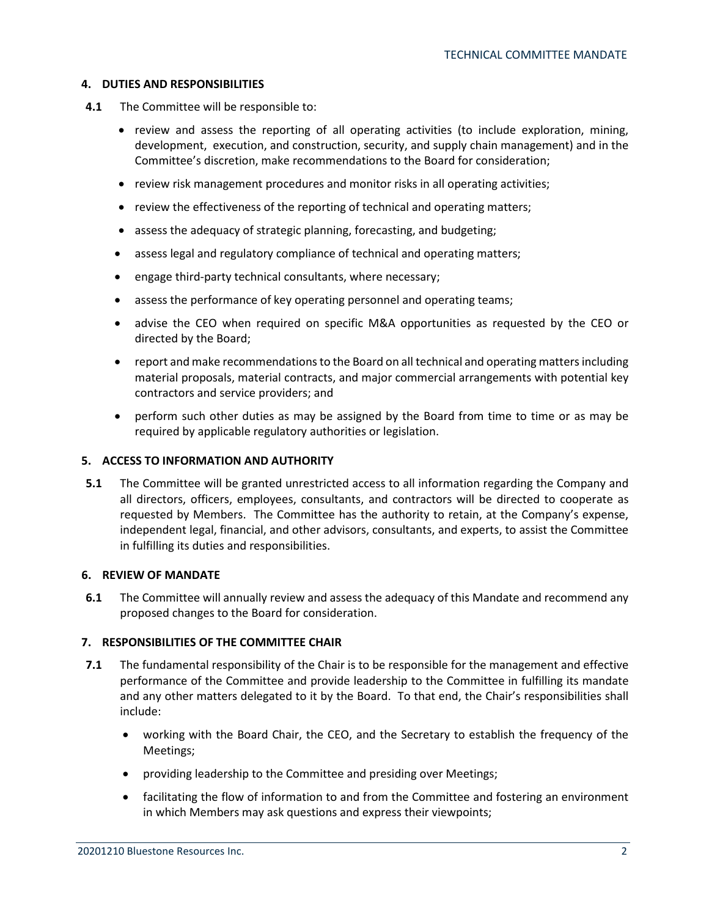#### 4. DUTIES AND RESPONSIBILITIES

**4.1** The Committee will be responsible to:

- review and assess the reporting of all operating activities (to include exploration, mining, development, execution, and construction, security, and supply chain management) and in the Committee's discretion, make recommendations to the Board for consideration;
- review risk management procedures and monitor risks in all operating activities;
- review the effectiveness of the reporting of technical and operating matters;
- assess the adequacy of strategic planning, forecasting, and budgeting;
- assess legal and regulatory compliance of technical and operating matters;
- engage third-party technical consultants, where necessary;
- assess the performance of key operating personnel and operating teams;
- advise the CEO when required on specific M&A opportunities as requested by the CEO or directed by the Board;
- report and make recommendations to the Board on all technical and operating matters including material proposals, material contracts, and major commercial arrangements with potential key contractors and service providers; and
- perform such other duties as may be assigned by the Board from time to time or as may be required by applicable regulatory authorities or legislation.

#### 5. ACCESS TO INFORMATION AND AUTHORITY

**5.1** The Committee will be granted unrestricted access to all information regarding the Company and all directors, officers, employees, consultants, and contractors will be directed to cooperate as requested by Members. The Committee has the authority to retain, at the Company's expense, independent legal, financial, and other advisors, consultants, and experts, to assist the Committee in fulfilling its duties and responsibilities.

#### 6. REVIEW OF MANDATE

**6.1** The Committee will annually review and assess the adequacy of this Mandate and recommend any proposed changes to the Board for consideration.

#### 7. RESPONSIBILITIES OF THE COMMITTEE CHAIR

**7.1** The fundamental responsibility of the Chair is to be responsible for the management and effective performance of the Committee and provide leadership to the Committee in fulfilling its mandate and any other matters delegated to it by the Board. To that end, the Chair's responsibilities shall include:

- working with the Board Chair, the CEO, and the Secretary to establish the frequency of the Meetings;
- providing leadership to the Committee and presiding over Meetings;
- facilitating the flow of information to and from the Committee and fostering an environment in which Members may ask questions and express their viewpoints;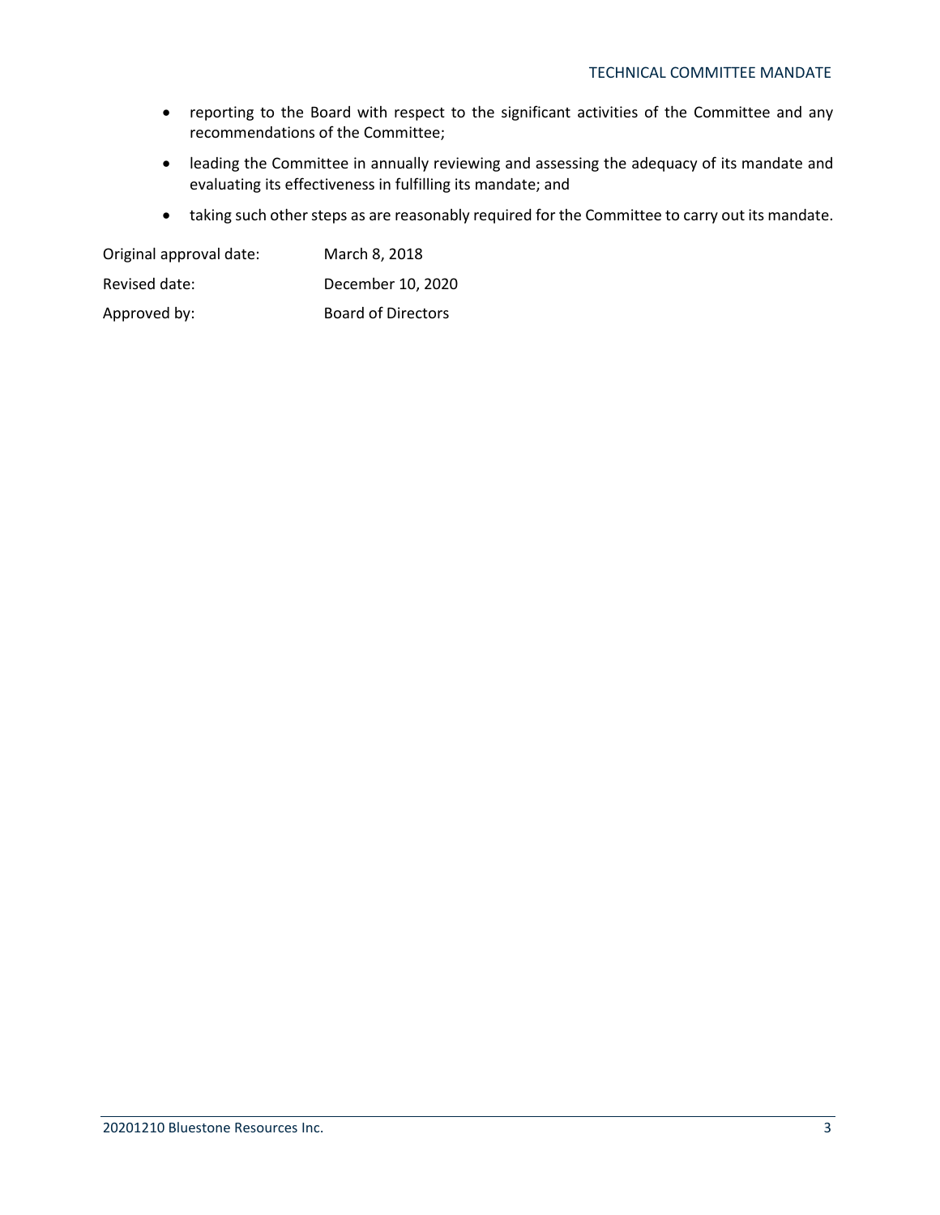- reporting to the Board with respect to the significant activities of the Committee and any recommendations of the Committee;
- leading the Committee in annually reviewing and assessing the adequacy of its mandate and evaluating its effectiveness in fulfilling its mandate; and
- taking such other steps as are reasonably required for the Committee to carry out its mandate.

| | |
|---|---|
| Original approval date: | March 8, 2018 |
| Revised date: | December 10, 2020 |
| Approved by: | Board of Directors |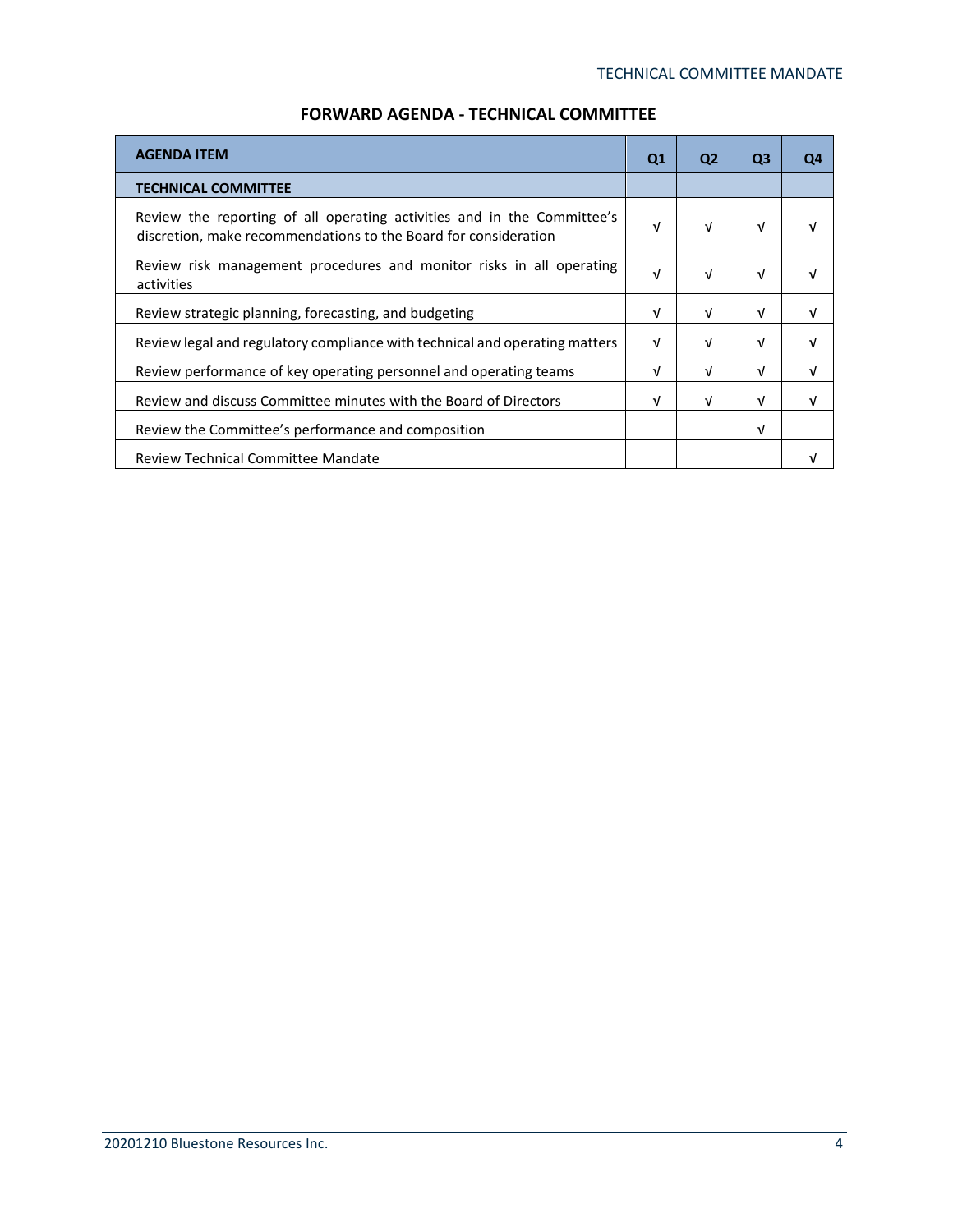## FORWARD AGENDA - TECHNICAL COMMITTEE

| AGENDA ITEM | Q1 | Q2 | Q3 | Q4 |
|---|---|---|---|---|
| **TECHNICAL COMMITTEE** | | | | |
| Review the reporting of all operating activities and in the Committee's discretion, make recommendations to the Board for consideration | √ | √ | √ | √ |
| Review risk management procedures and monitor risks in all operating activities | √ | √ | √ | √ |
| Review strategic planning, forecasting, and budgeting | √ | √ | √ | √ |
| Review legal and regulatory compliance with technical and operating matters | √ | √ | √ | √ |
| Review performance of key operating personnel and operating teams | √ | √ | √ | √ |
| Review and discuss Committee minutes with the Board of Directors | √ | √ | √ | √ |
| Review the Committee's performance and composition | | | √ | |
| Review Technical Committee Mandate | | | | √ |